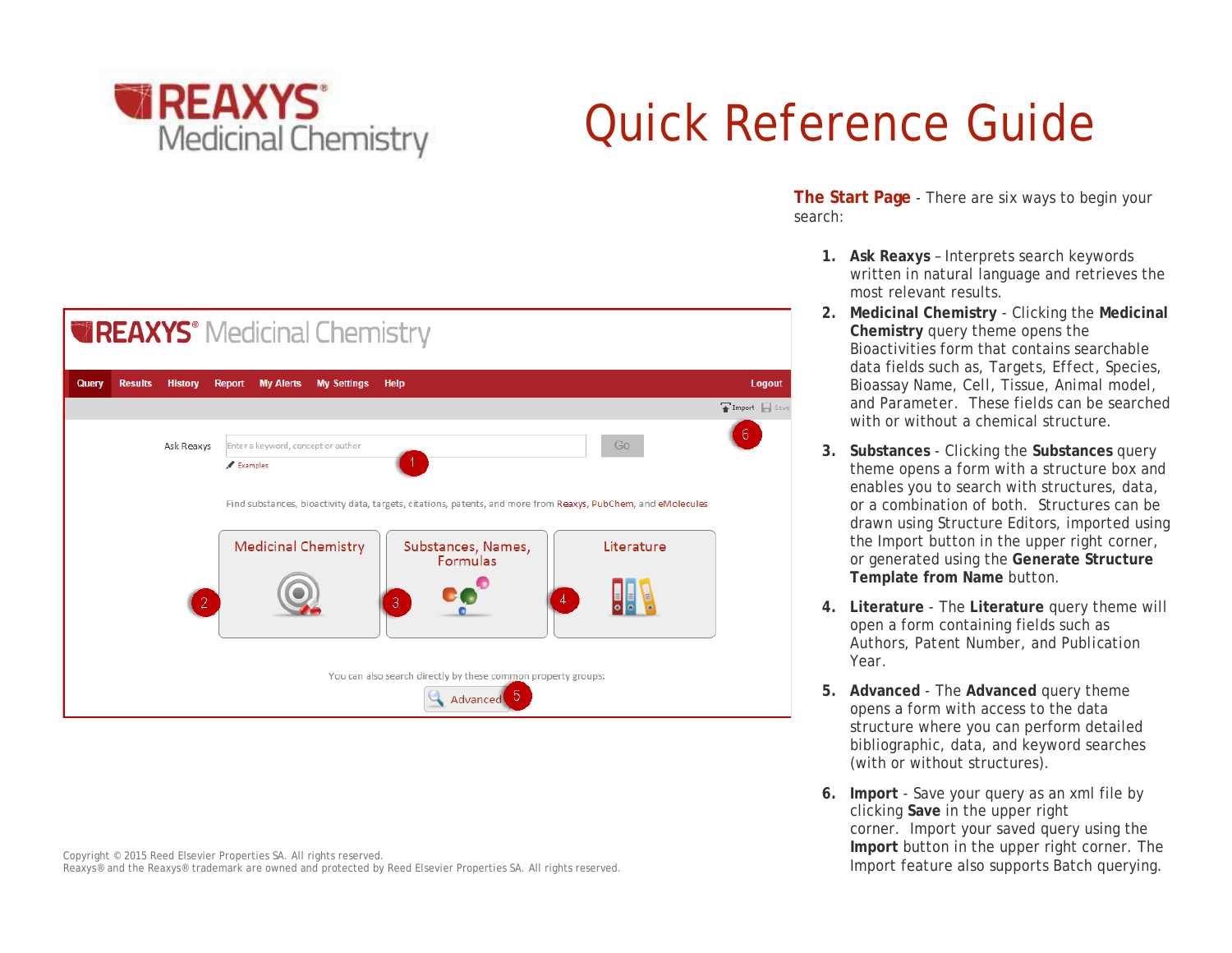REAXYS® Medicinal Chemistry

# Quick Reference Guide

**The Start Page** - There are six ways to begin your search:

1. **Ask Reaxys** – Interprets search keywords written in natural language and retrieves the most relevant results.
2. **Medicinal Chemistry** - Clicking the **Medicinal Chemistry** query theme opens the Bioactivities form that contains searchable data fields such as, Targets, Effect, Species, Bioassay Name, Cell, Tissue, Animal model, and Parameter. These fields can be searched with or without a chemical structure.
3. **Substances** - Clicking the **Substances** query theme opens a form with a structure box and enables you to search with structures, data, or a combination of both. Structures can be drawn using Structure Editors, imported using the Import button in the upper right corner, or generated using the **Generate Structure Template from Name** button.
4. **Literature** - The **Literature** query theme will open a form containing fields such as Authors, Patent Number, and Publication Year.
5. **Advanced** - The **Advanced** query theme opens a form with access to the data structure where you can perform detailed bibliographic, data, and keyword searches (with or without structures).
6. **Import** - Save your query as an xml file by clicking **Save** in the upper right corner. Import your saved query using the **Import** button in the upper right corner. The Import feature also supports Batch querying.

Copyright © 2015 Reed Elsevier Properties SA. All rights reserved.
Reaxys® and the Reaxys® trademark are owned and protected by Reed Elsevier Properties SA. All rights reserved.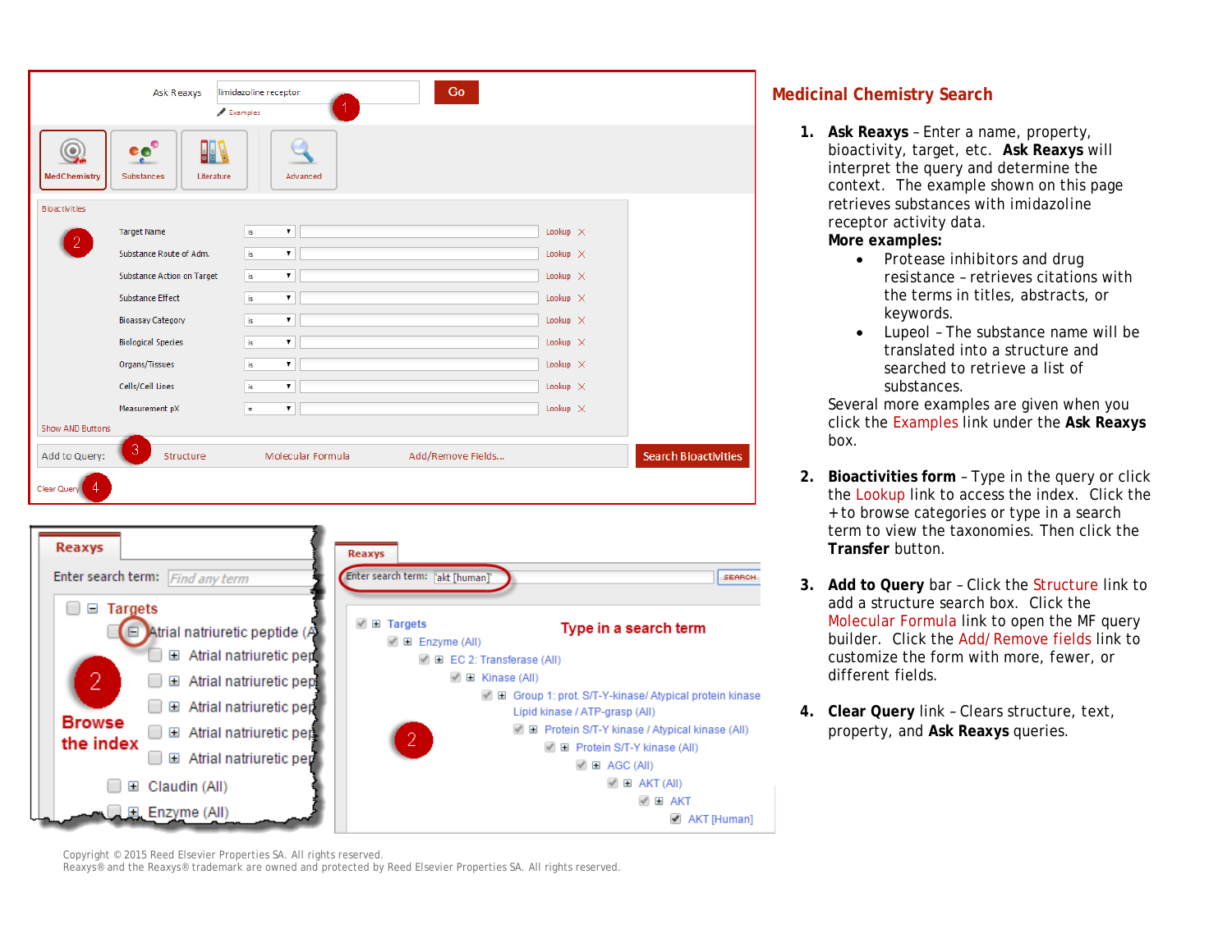## Medicinal Chemistry Search

1. **Ask Reaxys** – Enter a name, property, bioactivity, target, etc. **Ask Reaxys** will interpret the query and determine the context. The example shown on this page retrieves substances with imidazoline receptor activity data.
   **More examples:**
   - Protease inhibitors and drug resistance – retrieves citations with the terms in titles, abstracts, or keywords.
   - Lupeol – The substance name will be translated into a structure and searched to retrieve a list of substances.

   Several more examples are given when you click the Examples link under the **Ask Reaxys** box.

2. **Bioactivities form** – Type in the query or click the Lookup link to access the index. Click the + to browse categories or type in a search term to view the taxonomies. Then click the **Transfer** button.

3. **Add to Query** bar – Click the Structure link to add a structure search box. Click the Molecular Formula link to open the MF query builder. Click the Add/ Remove fields link to customize the form with more, fewer, or different fields.

4. **Clear Query** link – Clears structure, text, property, and **Ask Reaxys** queries.

Copyright © 2015 Reed Elsevier Properties SA. All rights reserved.
Reaxys® and the Reaxys® trademark are owned and protected by Reed Elsevier Properties SA. All rights reserved.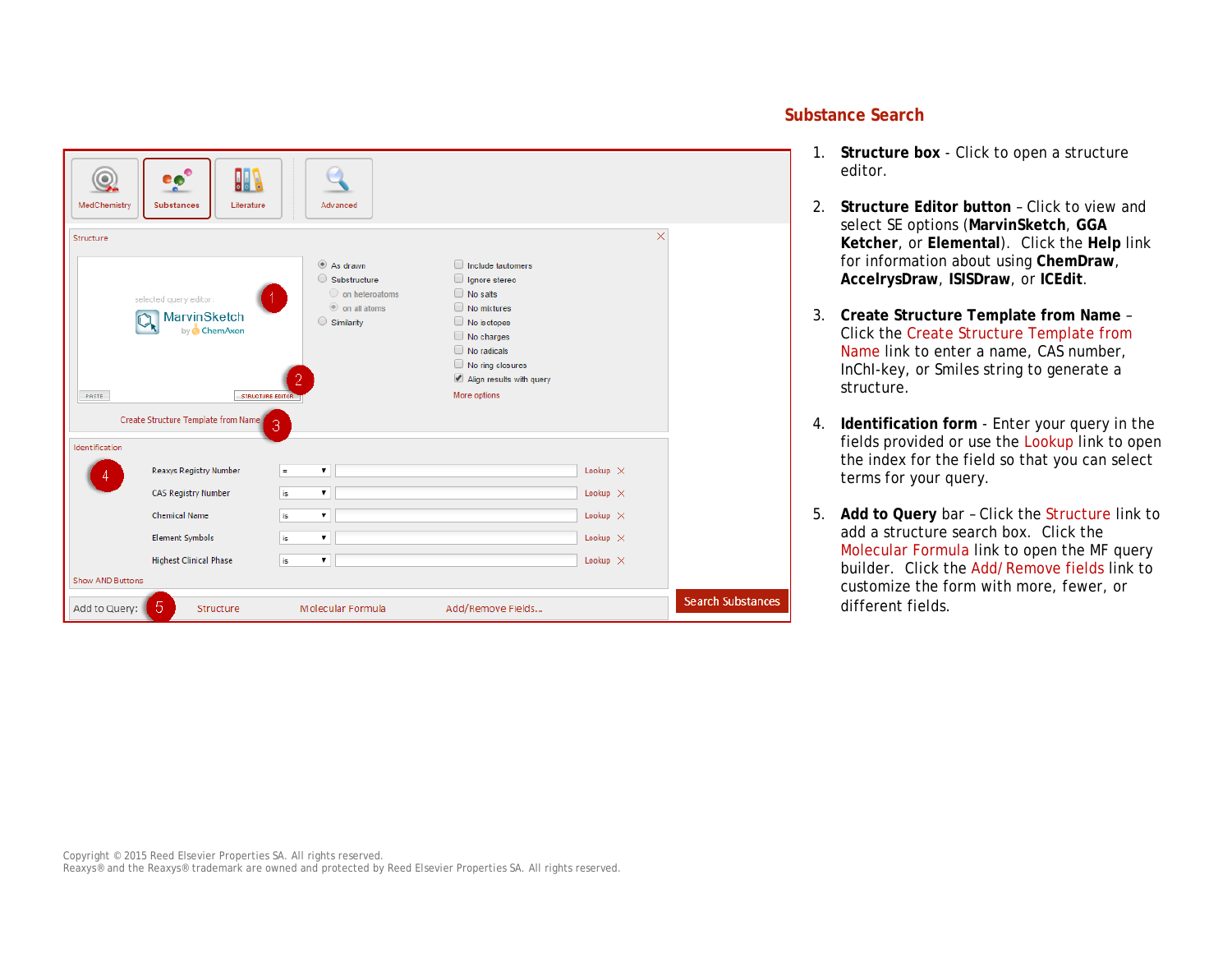## Substance Search

1. **Structure box** - Click to open a structure editor.

2. **Structure Editor button** – Click to view and select SE options (**MarvinSketch**, **GGA Ketcher**, or **Elemental**). Click the **Help** link for information about using **ChemDraw**, **AccelrysDraw**, **ISISDraw**, or **ICEdit**.

3. **Create Structure Template from Name** – Click the Create Structure Template from Name link to enter a name, CAS number, InChI-key, or Smiles string to generate a structure.

4. **Identification form** - Enter your query in the fields provided or use the Lookup link to open the index for the field so that you can select terms for your query.

5. **Add to Query** bar – Click the Structure link to add a structure search box. Click the Molecular Formula link to open the MF query builder. Click the Add/ Remove fields link to customize the form with more, fewer, or different fields.

Copyright © 2015 Reed Elsevier Properties SA. All rights reserved.
Reaxys® and the Reaxys® trademark are owned and protected by Reed Elsevier Properties SA. All rights reserved.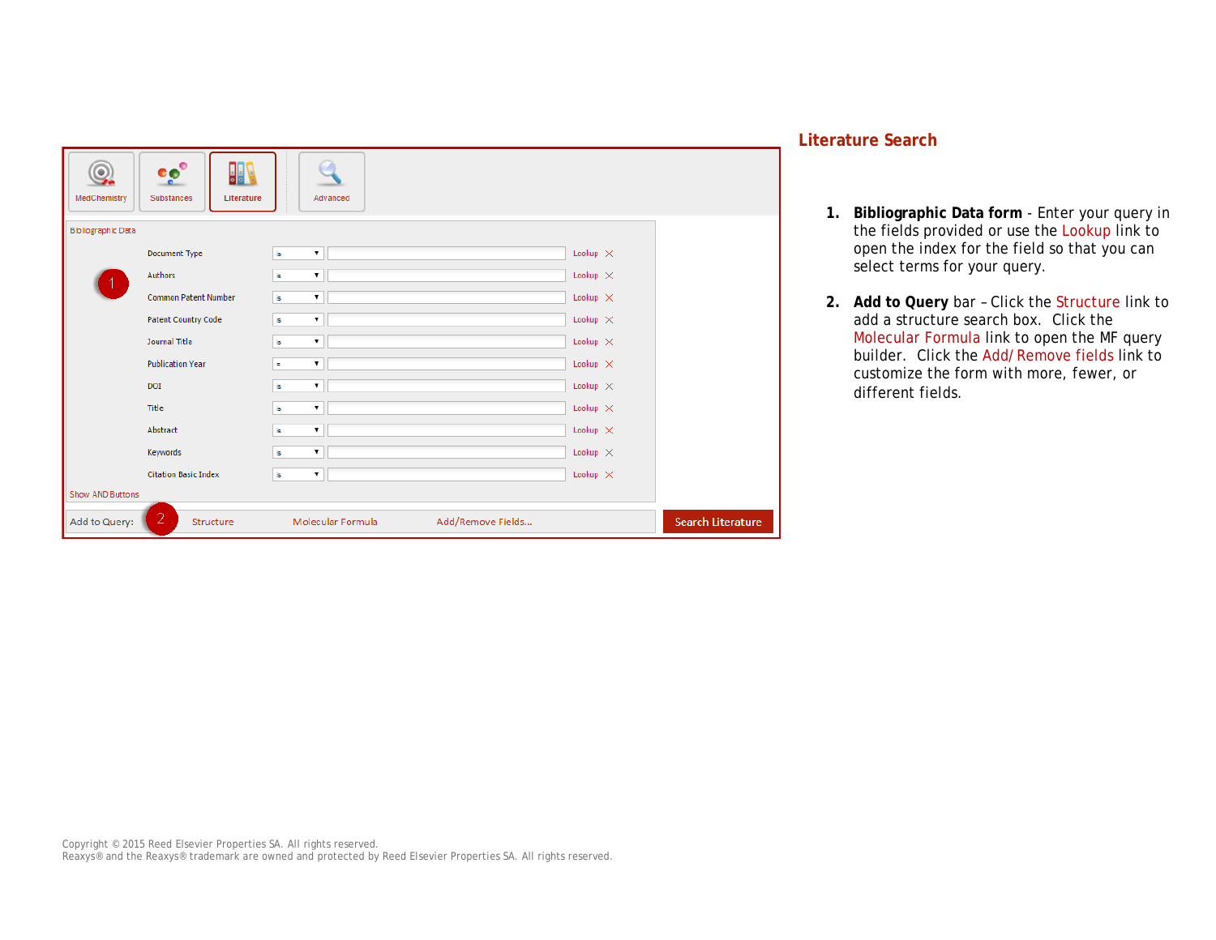## Literature Search

1. **Bibliographic Data form** - Enter your query in the fields provided or use the Lookup link to open the index for the field so that you can select terms for your query.

2. **Add to Query** bar – Click the Structure link to add a structure search box. Click the Molecular Formula link to open the MF query builder. Click the Add/ Remove fields link to customize the form with more, fewer, or different fields.

Copyright © 2015 Reed Elsevier Properties SA. All rights reserved.
Reaxys® and the Reaxys® trademark are owned and protected by Reed Elsevier Properties SA. All rights reserved.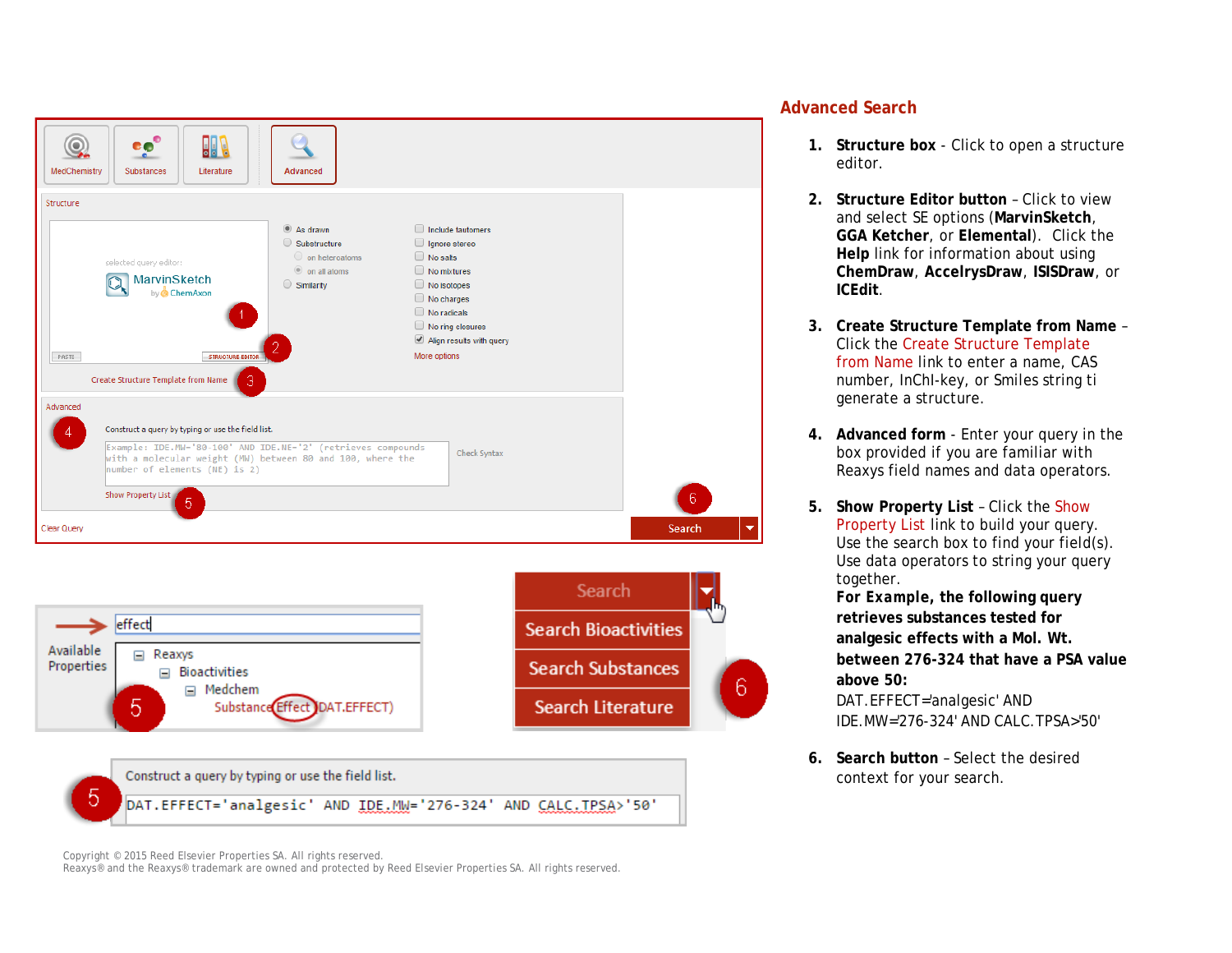## Advanced Search

1. **Structure box** - Click to open a structure editor.

2. **Structure Editor button** – Click to view and select SE options (**MarvinSketch**, **GGA Ketcher**, or **Elemental**). Click the **Help** link for information about using **ChemDraw**, **AccelrysDraw**, **ISISDraw**, or **ICEdit**.

3. **Create Structure Template from Name** – Click the Create Structure Template from Name link to enter a name, CAS number, InChI-key, or Smiles string ti generate a structure.

4. **Advanced form** - Enter your query in the box provided if you are familiar with Reaxys field names and data operators.

5. **Show Property List** – Click the Show Property List link to build your query. Use the search box to find your field(s). Use data operators to string your query together.
   **For Example, the following query retrieves substances tested for analgesic effects with a Mol. Wt. between 276-324 that have a PSA value above 50:**
   DAT.EFFECT='analgesic' AND IDE.MW='276-324' AND CALC.TPSA>'50'

6. **Search button** – Select the desired context for your search.

Copyright © 2015 Reed Elsevier Properties SA. All rights reserved.
Reaxys® and the Reaxys® trademark are owned and protected by Reed Elsevier Properties SA. All rights reserved.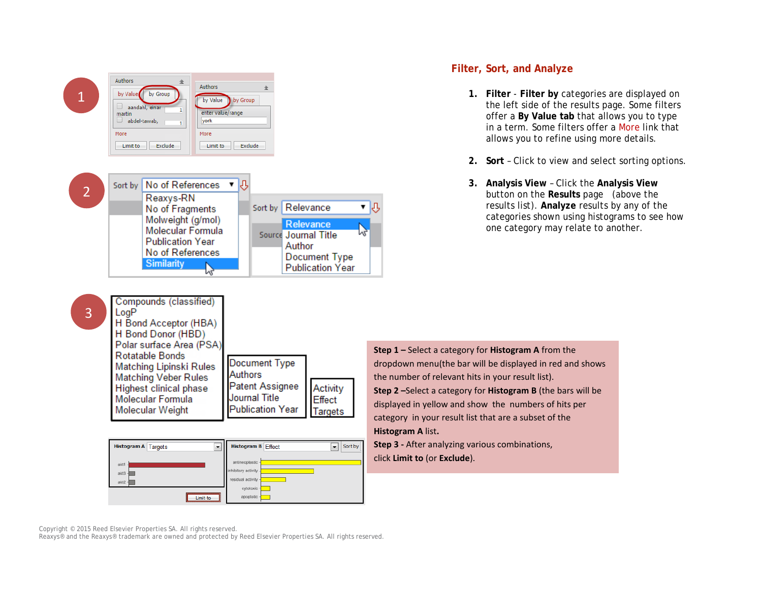## Filter, Sort, and Analyze

1. **Filter** - **Filter by** categories are displayed on the left side of the results page. Some filters offer a **By Value tab** that allows you to type in a term. Some filters offer a More link that allows you to refine using more details.

2. **Sort** – Click to view and select sorting options.

3. **Analysis View** – Click the **Analysis View** button on the **Results** page (above the results list). **Analyze** results by any of the categories shown using histograms to see how one category may relate to another.

1

Authors

by Value | by Group

aandahl, einar martin 1

abdel-tawab, 1

More

Limit to | Exclude

Authors

by Value | by Group

enter value/range

york

More

Limit to | Exclude

2

Sort by: No of References

- Reaxys-RN
- No of Fragments
- Molweight (g/mol)
- Molecular Formula
- Publication Year
- No of References
- Similarity

Sort by: Relevance

- Relevance
- Journal Title
- Author
- Document Type
- Publication Year
- Targets

3

- Compounds (classified)
- LogP
- H Bond Acceptor (HBA)
- H Bond Donor (HBD)
- Polar surface Area (PSA)
- Rotatable Bonds
- Matching Lipinski Rules
- Matching Veber Rules
- Highest clinical phase
- Molecular Formula
- Molecular Weight

- Document Type
- Authors
- Patent Assignee
- Journal Title
- Publication Year

- Activity
- Effect
- Targets

Histogram A: Targets (akt1, akt3, akt2) — Limit to

Histogram B: Effect (antineoplastic, inhibitory activity, residual activity, cytotoxic, apoptotic) — Sort by

**Step 1 –** Select a category for **Histogram A** from the dropdown menu(the bar will be displayed in red and shows the number of relevant hits in your result list).

**Step 2 –**Select a category for **Histogram B** (the bars will be displayed in yellow and show the numbers of hits per category in your result list that are a subset of the **Histogram A** list.

**Step 3** - After analyzing various combinations, click **Limit to** (or **Exclude**).

Copyright © 2015 Reed Elsevier Properties SA. All rights reserved.
Reaxys® and the Reaxys® trademark are owned and protected by Reed Elsevier Properties SA. All rights reserved.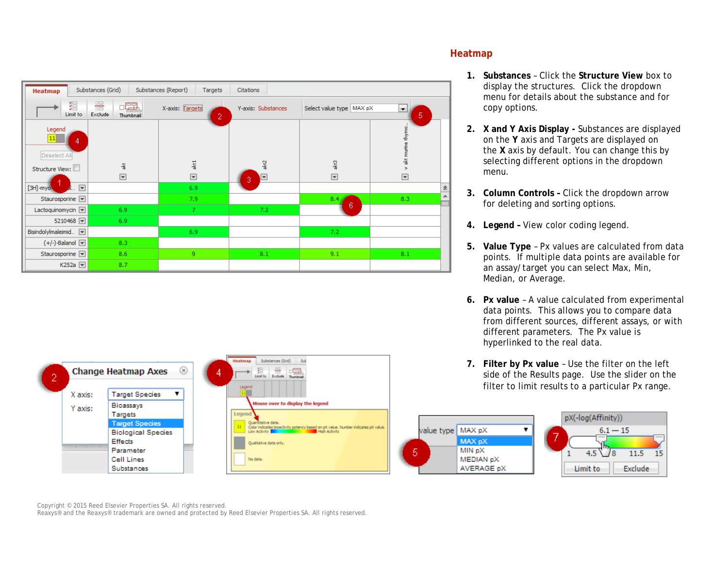## Heatmap

1. **Substances** – Click the **Structure View** box to display the structures. Click the dropdown menu for details about the substance and for copy options.

2. **X and Y Axis Display -** Substances are displayed on the **Y** axis and Targets are displayed on the **X** axis by default. You can change this by selecting different options in the dropdown menu.

3. **Column Controls -** Click the dropdown arrow for deleting and sorting options.

4. **Legend -** View color coding legend.

5. **Value Type** – Px values are calculated from data points. If multiple data points are available for an assay/target you can select Max, Min, Median, or Average.

6. **Px value** – A value calculated from experimental data points. This allows you to compare data from different sources, different assays, or with different parameters. The Px value is hyperlinked to the real data.

7. **Filter by Px value** – Use the filter on the left side of the Results page. Use the slider on the filter to limit results to a particular Px range.

Copyright © 2015 Reed Elsevier Properties SA. All rights reserved.
Reaxys® and the Reaxys® trademark are owned and protected by Reed Elsevier Properties SA. All rights reserved.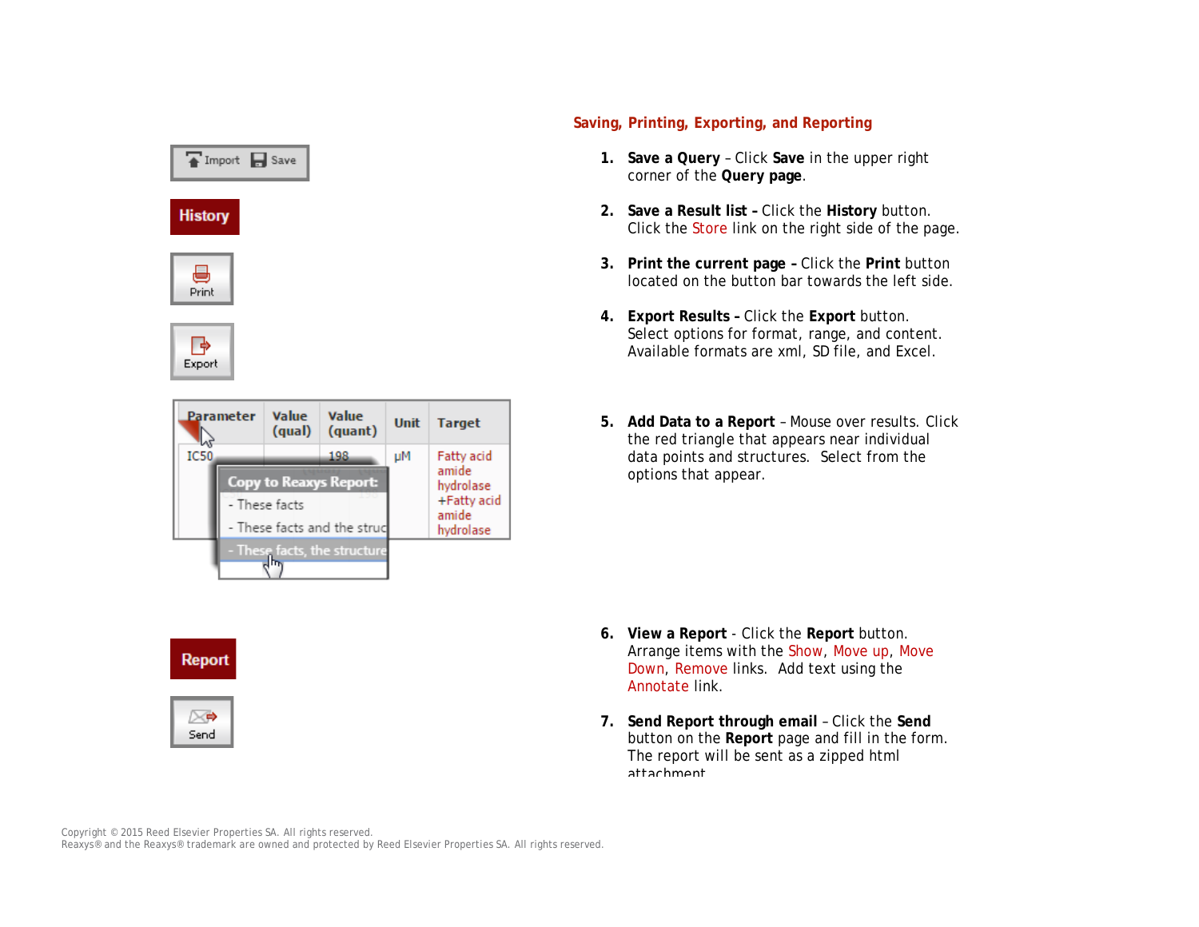## Saving, Printing, Exporting, and Reporting

1. **Save a Query** – Click **Save** in the upper right corner of the **Query page**.

2. **Save a Result list –** Click the **History** button. Click the Store link on the right side of the page.

3. **Print the current page –** Click the **Print** button located on the button bar towards the left side.

4. **Export Results –** Click the **Export** button. Select options for format, range, and content. Available formats are xml, SD file, and Excel.

5. **Add Data to a Report** – Mouse over results. Click the red triangle that appears near individual data points and structures. Select from the options that appear.

6. **View a Report** - Click the **Report** button. Arrange items with the Show, Move up, Move Down, Remove links. Add text using the Annotate link.

7. **Send Report through email** – Click the **Send** button on the **Report** page and fill in the form. The report will be sent as a zipped html attachment

Copyright © 2015 Reed Elsevier Properties SA. All rights reserved.
Reaxys® and the Reaxys® trademark are owned and protected by Reed Elsevier Properties SA. All rights reserved.